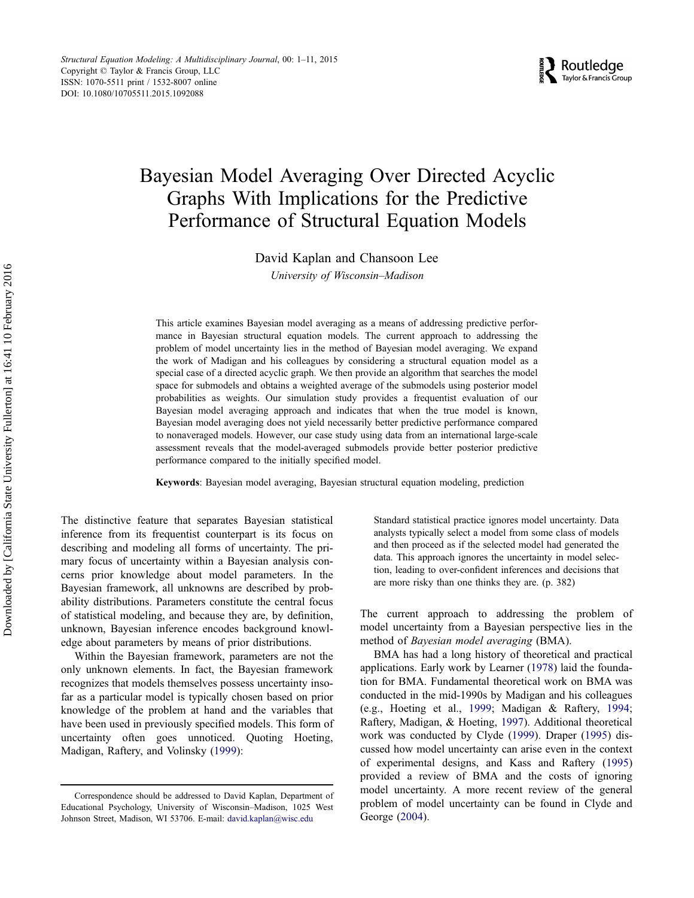# Bayesian Model Averaging Over Directed Acyclic Graphs With Implications for the Predictive Performance of Structural Equation Models

David Kaplan and Chansoon Lee

*University of Wisconsin–Madison*

This article examines Bayesian model averaging as a means of addressing predictive performance in Bayesian structural equation models. The current approach to addressing the problem of model uncertainty lies in the method of Bayesian model averaging. We expand the work of Madigan and his colleagues by considering a structural equation model as a special case of a directed acyclic graph. We then provide an algorithm that searches the model space for submodels and obtains a weighted average of the submodels using posterior model probabilities as weights. Our simulation study provides a frequentist evaluation of our Bayesian model averaging approach and indicates that when the true model is known, Bayesian model averaging does not yield necessarily better predictive performance compared to nonaveraged models. However, our case study using data from an international large-scale assessment reveals that the model-averaged submodels provide better posterior predictive performance compared to the initially specified model.

**Keywords**: Bayesian model averaging, Bayesian structural equation modeling, prediction

The distinctive feature that separates Bayesian statistical inference from its frequentist counterpart is its focus on describing and modeling all forms of uncertainty. The primary focus of uncertainty within a Bayesian analysis concerns prior knowledge about model parameters. In the Bayesian framework, all unknowns are described by probability distributions. Parameters constitute the central focus of statistical modeling, and because they are, by definition, unknown, Bayesian inference encodes background knowledge about parameters by means of prior distributions.

Within the Bayesian framework, parameters are not the only unknown elements. In fact, the Bayesian framework recognizes that models themselves possess uncertainty insofar as a particular model is typically chosen based on prior knowledge of the problem at hand and the variables that have been used in previously specified models. This form of uncertainty often goes unnoticed. Quoting Hoeting, Madigan, Raftery, and Volinsky (1999):

> Standard statistical practice ignores model uncertainty. Data analysts typically select a model from some class of models and then proceed as if the selected model had generated the data. This approach ignores the uncertainty in model selection, leading to over-confident inferences and decisions that are more risky than one thinks they are. (p. 382)

The current approach to addressing the problem of model uncertainty from a Bayesian perspective lies in the method of *Bayesian model averaging* (BMA).

BMA has had a long history of theoretical and practical applications. Early work by Learner (1978) laid the foundation for BMA. Fundamental theoretical work on BMA was conducted in the mid-1990s by Madigan and his colleagues (e.g., Hoeting et al., 1999; Madigan & Raftery, 1994; Raftery, Madigan, & Hoeting, 1997). Additional theoretical work was conducted by Clyde (1999). Draper (1995) discussed how model uncertainty can arise even in the context of experimental designs, and Kass and Raftery (1995) provided a review of BMA and the costs of ignoring model uncertainty. A more recent review of the general problem of model uncertainty can be found in Clyde and George (2004).

Correspondence should be addressed to David Kaplan, Department of Educational Psychology, University of Wisconsin–Madison, 1025 West Johnson Street, Madison, WI 53706. E-mail: david.kaplan@wisc.edu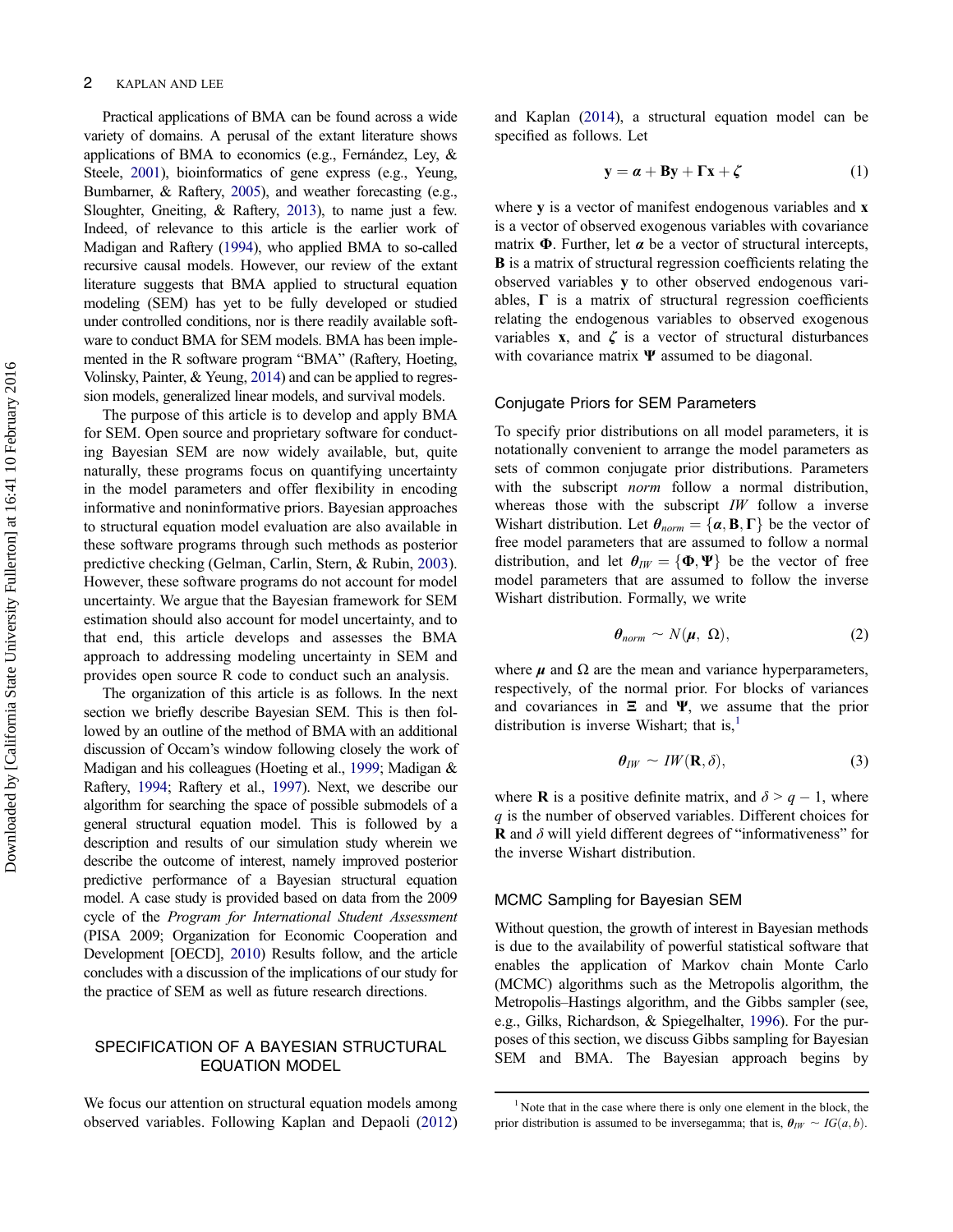Practical applications of BMA can be found across a wide variety of domains. A perusal of the extant literature shows applications of BMA to economics (e.g., Fernández, Ley, & Steele, 2001), bioinformatics of gene express (e.g., Yeung, Bumbarner, & Raftery, 2005), and weather forecasting (e.g., Sloughter, Gneiting, & Raftery, 2013), to name just a few. Indeed, of relevance to this article is the earlier work of Madigan and Raftery (1994), who applied BMA to so-called recursive causal models. However, our review of the extant literature suggests that BMA applied to structural equation modeling (SEM) has yet to be fully developed or studied under controlled conditions, nor is there readily available software to conduct BMA for SEM models. BMA has been implemented in the R software program "BMA" (Raftery, Hoeting, Volinsky, Painter, & Yeung, 2014) and can be applied to regression models, generalized linear models, and survival models.

The purpose of this article is to develop and apply BMA for SEM. Open source and proprietary software for conducting Bayesian SEM are now widely available, but, quite naturally, these programs focus on quantifying uncertainty in the model parameters and offer flexibility in encoding informative and noninformative priors. Bayesian approaches to structural equation model evaluation are also available in these software programs through such methods as posterior predictive checking (Gelman, Carlin, Stern, & Rubin, 2003). However, these software programs do not account for model uncertainty. We argue that the Bayesian framework for SEM estimation should also account for model uncertainty, and to that end, this article develops and assesses the BMA approach to addressing modeling uncertainty in SEM and provides open source R code to conduct such an analysis.

The organization of this article is as follows. In the next section we briefly describe Bayesian SEM. This is then followed by an outline of the method of BMA with an additional discussion of Occam's window following closely the work of Madigan and his colleagues (Hoeting et al., 1999; Madigan & Raftery, 1994; Raftery et al., 1997). Next, we describe our algorithm for searching the space of possible submodels of a general structural equation model. This is followed by a description and results of our simulation study wherein we describe the outcome of interest, namely improved posterior predictive performance of a Bayesian structural equation model. A case study is provided based on data from the 2009 cycle of the *Program for International Student Assessment* (PISA 2009; Organization for Economic Cooperation and Development [OECD], 2010) Results follow, and the article concludes with a discussion of the implications of our study for the practice of SEM as well as future research directions.

## SPECIFICATION OF A BAYESIAN STRUCTURAL EQUATION MODEL

We focus our attention on structural equation models among observed variables. Following Kaplan and Depaoli (2012) and Kaplan (2014), a structural equation model can be specified as follows. Let

$$\mathbf{y} = \boldsymbol{\alpha} + \mathbf{B}\mathbf{y} + \boldsymbol{\Gamma}\mathbf{x} + \boldsymbol{\zeta} \tag{1}$$

where $\mathbf{y}$ is a vector of manifest endogenous variables and $\mathbf{x}$ is a vector of observed exogenous variables with covariance matrix $\boldsymbol{\Phi}$. Further, let $\boldsymbol{\alpha}$ be a vector of structural intercepts, $\mathbf{B}$ is a matrix of structural regression coefficients relating the observed variables $\mathbf{y}$ to other observed endogenous variables, $\boldsymbol{\Gamma}$ is a matrix of structural regression coefficients relating the endogenous variables to observed exogenous variables $\mathbf{x}$, and $\boldsymbol{\zeta}$ is a vector of structural disturbances with covariance matrix $\boldsymbol{\Psi}$ assumed to be diagonal.

### Conjugate Priors for SEM Parameters

To specify prior distributions on all model parameters, it is notationally convenient to arrange the model parameters as sets of common conjugate prior distributions. Parameters with the subscript *norm* follow a normal distribution, whereas those with the subscript *IW* follow a inverse Wishart distribution. Let $\boldsymbol{\theta}_{norm} = \{\boldsymbol{\alpha}, \mathbf{B}, \boldsymbol{\Gamma}\}$ be the vector of free model parameters that are assumed to follow a normal distribution, and let $\boldsymbol{\theta}_{IW} = \{\boldsymbol{\Phi}, \boldsymbol{\Psi}\}$ be the vector of free model parameters that are assumed to follow the inverse Wishart distribution. Formally, we write

$$\boldsymbol{\theta}_{norm} \sim N(\boldsymbol{\mu}, \ \Omega), \tag{2}$$

where $\boldsymbol{\mu}$ and $\Omega$ are the mean and variance hyperparameters, respectively, of the normal prior. For blocks of variances and covariances in $\boldsymbol{\Xi}$ and $\boldsymbol{\Psi}$, we assume that the prior distribution is inverse Wishart; that is,[1]

$$\boldsymbol{\theta}_{IW} \sim IW(\mathbf{R}, \delta), \tag{3}$$

where $\mathbf{R}$ is a positive definite matrix, and $\delta > q - 1$, where $q$ is the number of observed variables. Different choices for $\mathbf{R}$ and $\delta$ will yield different degrees of "informativeness" for the inverse Wishart distribution.

### MCMC Sampling for Bayesian SEM

Without question, the growth of interest in Bayesian methods is due to the availability of powerful statistical software that enables the application of Markov chain Monte Carlo (MCMC) algorithms such as the Metropolis algorithm, the Metropolis–Hastings algorithm, and the Gibbs sampler (see, e.g., Gilks, Richardson, & Spiegelhalter, 1996). For the purposes of this section, we discuss Gibbs sampling for Bayesian SEM and BMA. The Bayesian approach begins by

[1] Note that in the case where there is only one element in the block, the prior distribution is assumed to be inversegamma; that is, $\boldsymbol{\theta}_{IW} \sim IG(a, b)$.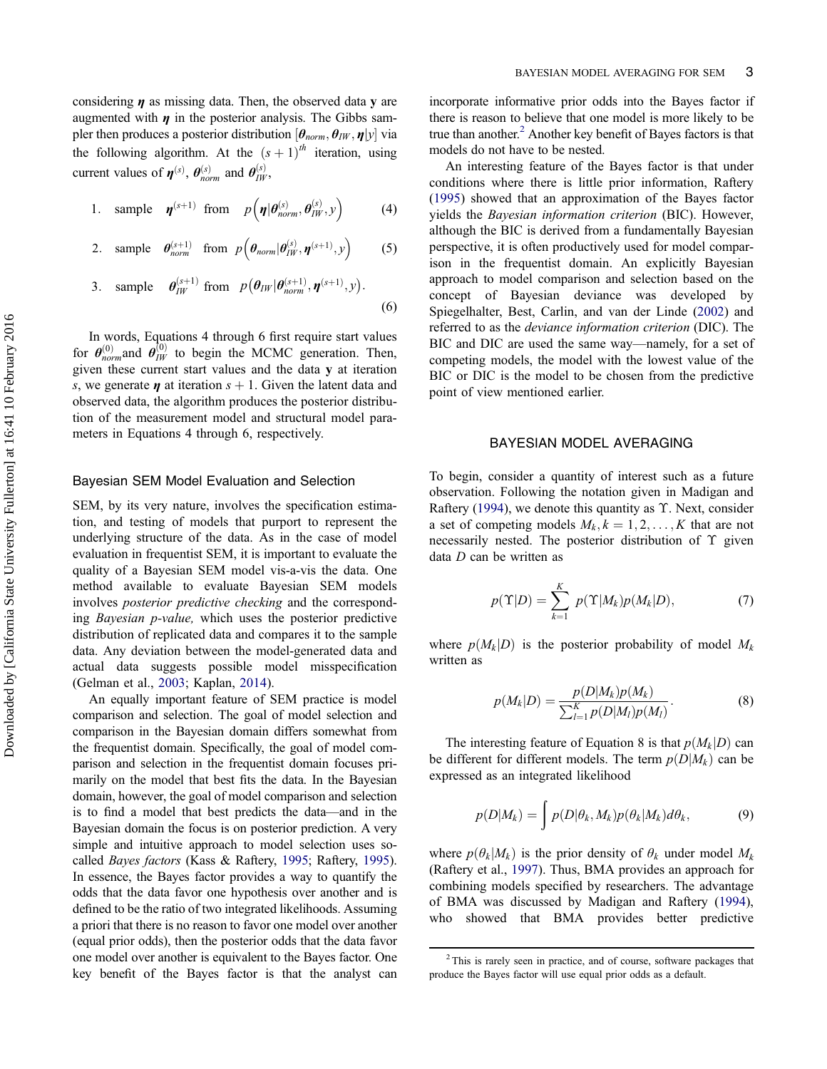considering $\boldsymbol{\eta}$ as missing data. Then, the observed data $\mathbf{y}$ are augmented with $\boldsymbol{\eta}$ in the posterior analysis. The Gibbs sampler then produces a posterior distribution $[\boldsymbol{\theta}_{norm}, \boldsymbol{\theta}_{IW}, \boldsymbol{\eta}|y]$ via the following algorithm. At the $(s+1)^{th}$ iteration, using current values of $\boldsymbol{\eta}^{(s)}$, $\boldsymbol{\theta}_{norm}^{(s)}$ and $\boldsymbol{\theta}_{IW}^{(s)}$,

$$1.\quad \text{sample} \quad \boldsymbol{\eta}^{(s+1)} \text{ from } \quad p\left(\boldsymbol{\eta}|\boldsymbol{\theta}_{norm}^{(s)}, \boldsymbol{\theta}_{IW}^{(s)}, y\right) \tag{4}$$

$$2.\quad \text{sample} \quad \boldsymbol{\theta}_{norm}^{(s+1)} \text{ from } \quad p\left(\boldsymbol{\theta}_{norm}|\boldsymbol{\theta}_{IW}^{(s)}, \boldsymbol{\eta}^{(s+1)}, y\right) \tag{5}$$

$$3.\quad \text{sample} \quad \boldsymbol{\theta}_{IW}^{(s+1)} \text{ from } \quad p\left(\boldsymbol{\theta}_{IW}|\boldsymbol{\theta}_{norm}^{(s+1)}, \boldsymbol{\eta}^{(s+1)}, y\right). \tag{6}$$

In words, Equations 4 through 6 first require start values for $\boldsymbol{\theta}_{norm}^{(0)}$and $\boldsymbol{\theta}_{IW}^{(0)}$ to begin the MCMC generation. Then, given these current start values and the data $\mathbf{y}$ at iteration $s$, we generate $\boldsymbol{\eta}$ at iteration $s+1$. Given the latent data and observed data, the algorithm produces the posterior distribution of the measurement model and structural model parameters in Equations 4 through 6, respectively.

### Bayesian SEM Model Evaluation and Selection

SEM, by its very nature, involves the specification estimation, and testing of models that purport to represent the underlying structure of the data. As in the case of model evaluation in frequentist SEM, it is important to evaluate the quality of a Bayesian SEM model vis-a-vis the data. One method available to evaluate Bayesian SEM models involves *posterior predictive checking* and the corresponding *Bayesian p-value,* which uses the posterior predictive distribution of replicated data and compares it to the sample data. Any deviation between the model-generated data and actual data suggests possible model misspecification (Gelman et al., 2003; Kaplan, 2014).

An equally important feature of SEM practice is model comparison and selection. The goal of model selection and comparison in the Bayesian domain differs somewhat from the frequentist domain. Specifically, the goal of model comparison and selection in the frequentist domain focuses primarily on the model that best fits the data. In the Bayesian domain, however, the goal of model comparison and selection is to find a model that best predicts the data—and in the Bayesian domain the focus is on posterior prediction. A very simple and intuitive approach to model selection uses so-called *Bayes factors* (Kass & Raftery, 1995; Raftery, 1995). In essence, the Bayes factor provides a way to quantify the odds that the data favor one hypothesis over another and is defined to be the ratio of two integrated likelihoods. Assuming a priori that there is no reason to favor one model over another (equal prior odds), then the posterior odds that the data favor one model over another is equivalent to the Bayes factor. One key benefit of the Bayes factor is that the analyst can incorporate informative prior odds into the Bayes factor if there is reason to believe that one model is more likely to be true than another.[2] Another key benefit of Bayes factors is that models do not have to be nested.

An interesting feature of the Bayes factor is that under conditions where there is little prior information, Raftery (1995) showed that an approximation of the Bayes factor yields the *Bayesian information criterion* (BIC). However, although the BIC is derived from a fundamentally Bayesian perspective, it is often productively used for model comparison in the frequentist domain. An explicitly Bayesian approach to model comparison and selection based on the concept of Bayesian deviance was developed by Spiegelhalter, Best, Carlin, and van der Linde (2002) and referred to as the *deviance information criterion* (DIC). The BIC and DIC are used the same way—namely, for a set of competing models, the model with the lowest value of the BIC or DIC is the model to be chosen from the predictive point of view mentioned earlier.

## BAYESIAN MODEL AVERAGING

To begin, consider a quantity of interest such as a future observation. Following the notation given in Madigan and Raftery (1994), we denote this quantity as $\Upsilon$. Next, consider a set of competing models $M_k, k = 1, 2, \ldots, K$ that are not necessarily nested. The posterior distribution of $\Upsilon$ given data $D$ can be written as

$$p(\Upsilon|D) = \sum_{k=1}^{K} p(\Upsilon|M_k)p(M_k|D), \tag{7}$$

where $p(M_k|D)$ is the posterior probability of model $M_k$ written as

$$p(M_k|D) = \frac{p(D|M_k)p(M_k)}{\sum_{l=1}^{K} p(D|M_l)p(M_l)}. \tag{8}$$

The interesting feature of Equation 8 is that $p(M_k|D)$ can be different for different models. The term $p(D|M_k)$ can be expressed as an integrated likelihood

$$p(D|M_k) = \int p(D|\theta_k, M_k)p(\theta_k|M_k)d\theta_k, \tag{9}$$

where $p(\theta_k|M_k)$ is the prior density of $\theta_k$ under model $M_k$ (Raftery et al., 1997). Thus, BMA provides an approach for combining models specified by researchers. The advantage of BMA was discussed by Madigan and Raftery (1994), who showed that BMA provides better predictive

[2] This is rarely seen in practice, and of course, software packages that produce the Bayes factor will use equal prior odds as a default.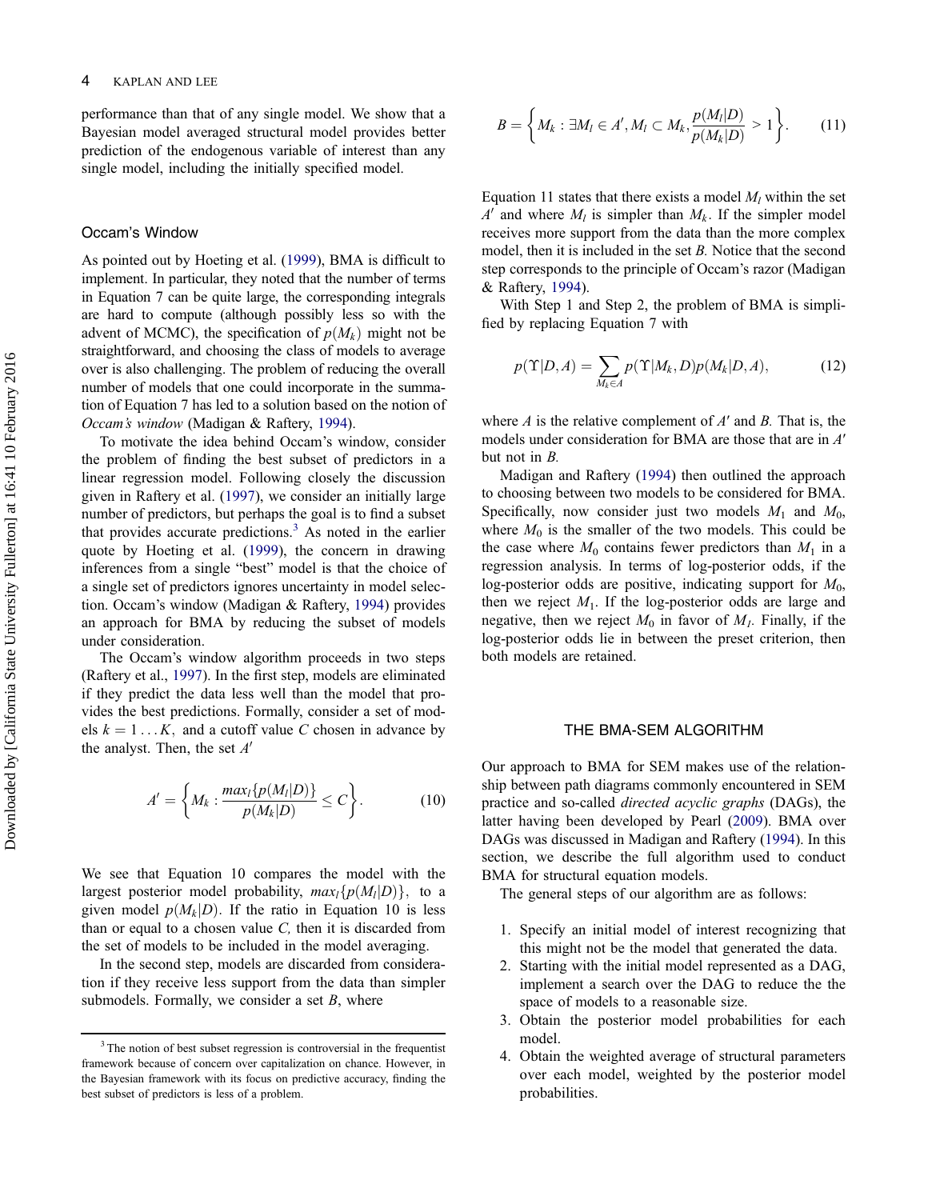performance than that of any single model. We show that a Bayesian model averaged structural model provides better prediction of the endogenous variable of interest than any single model, including the initially specified model.

### Occam's Window

As pointed out by Hoeting et al. (1999), BMA is difficult to implement. In particular, they noted that the number of terms in Equation 7 can be quite large, the corresponding integrals are hard to compute (although possibly less so with the advent of MCMC), the specification of $p(M_k)$ might not be straightforward, and choosing the class of models to average over is also challenging. The problem of reducing the overall number of models that one could incorporate in the summation of Equation 7 has led to a solution based on the notion of *Occam's window* (Madigan & Raftery, 1994).

To motivate the idea behind Occam's window, consider the problem of finding the best subset of predictors in a linear regression model. Following closely the discussion given in Raftery et al. (1997), we consider an initially large number of predictors, but perhaps the goal is to find a subset that provides accurate predictions.[3] As noted in the earlier quote by Hoeting et al. (1999), the concern in drawing inferences from a single "best" model is that the choice of a single set of predictors ignores uncertainty in model selection. Occam's window (Madigan & Raftery, 1994) provides an approach for BMA by reducing the subset of models under consideration.

The Occam's window algorithm proceeds in two steps (Raftery et al., 1997). In the first step, models are eliminated if they predict the data less well than the model that provides the best predictions. Formally, consider a set of models $k = 1 \ldots K$, and a cutoff value $C$ chosen in advance by the analyst. Then, the set $A'$

$$A' = \left\{ M_k : \frac{max_l\{p(M_l|D)\}}{p(M_k|D)} \leq C \right\}. \tag{10}$$

We see that Equation 10 compares the model with the largest posterior model probability, $max_l\{p(M_l|D)\}$, to a given model $p(M_k|D)$. If the ratio in Equation 10 is less than or equal to a chosen value $C$, then it is discarded from the set of models to be included in the model averaging.

In the second step, models are discarded from consideration if they receive less support from the data than simpler submodels. Formally, we consider a set $B$, where

$$B = \left\{ M_k : \exists M_l \in A', M_l \subset M_k, \frac{p(M_l|D)}{p(M_k|D)} > 1 \right\}. \tag{11}$$

Equation 11 states that there exists a model $M_l$ within the set $A'$ and where $M_l$ is simpler than $M_k$. If the simpler model receives more support from the data than the more complex model, then it is included in the set $B$. Notice that the second step corresponds to the principle of Occam's razor (Madigan & Raftery, 1994).

With Step 1 and Step 2, the problem of BMA is simplified by replacing Equation 7 with

$$p(\Upsilon|D, A) = \sum_{M_k \in A} p(\Upsilon|M_k, D)p(M_k|D, A), \tag{12}$$

where $A$ is the relative complement of $A'$ and $B$. That is, the models under consideration for BMA are those that are in $A'$ but not in $B$.

Madigan and Raftery (1994) then outlined the approach to choosing between two models to be considered for BMA. Specifically, now consider just two models $M_1$ and $M_0$, where $M_0$ is the smaller of the two models. This could be the case where $M_0$ contains fewer predictors than $M_1$ in a regression analysis. In terms of log-posterior odds, if the log-posterior odds are positive, indicating support for $M_0$, then we reject $M_1$. If the log-posterior odds are large and negative, then we reject $M_0$ in favor of $M_I$. Finally, if the log-posterior odds lie in between the preset criterion, then both models are retained.

## THE BMA-SEM ALGORITHM

Our approach to BMA for SEM makes use of the relationship between path diagrams commonly encountered in SEM practice and so-called *directed acyclic graphs* (DAGs), the latter having been developed by Pearl (2009). BMA over DAGs was discussed in Madigan and Raftery (1994). In this section, we describe the full algorithm used to conduct BMA for structural equation models.

The general steps of our algorithm are as follows:

1. Specify an initial model of interest recognizing that this might not be the model that generated the data.
2. Starting with the initial model represented as a DAG, implement a search over the DAG to reduce the the space of models to a reasonable size.
3. Obtain the posterior model probabilities for each model.
4. Obtain the weighted average of structural parameters over each model, weighted by the posterior model probabilities.

[3] The notion of best subset regression is controversial in the frequentist framework because of concern over capitalization on chance. However, in the Bayesian framework with its focus on predictive accuracy, finding the best subset of predictors is less of a problem.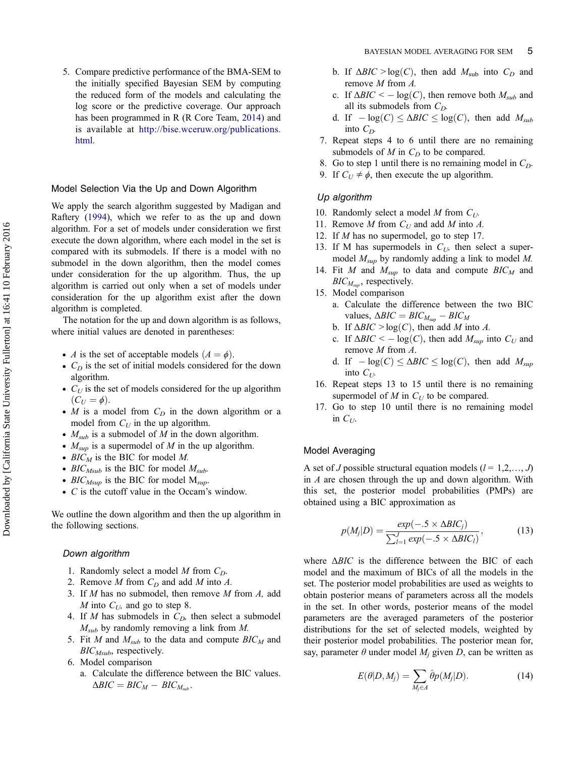5. Compare predictive performance of the BMA-SEM to the initially specified Bayesian SEM by computing the reduced form of the models and calculating the log score or the predictive coverage. Our approach has been programmed in R (R Core Team, 2014) and is available at http://bise.wceruw.org/publications.html.

### Model Selection Via the Up and Down Algorithm

We apply the search algorithm suggested by Madigan and Raftery (1994), which we refer to as the up and down algorithm. For a set of models under consideration we first execute the down algorithm, where each model in the set is compared with its submodels. If there is a model with no submodel in the down algorithm, then the model comes under consideration for the up algorithm. Thus, the up algorithm is carried out only when a set of models under consideration for the up algorithm exist after the down algorithm is completed.

The notation for the up and down algorithm is as follows, where initial values are denoted in parentheses:

- $A$ is the set of acceptable models ($A = \phi$).
- $C_D$ is the set of initial models considered for the down algorithm.
- $C_U$ is the set of models considered for the up algorithm ($C_U = \phi$).
- $M$ is a model from $C_D$ in the down algorithm or a model from $C_U$ in the up algorithm.
- $M_{sub}$ is a submodel of $M$ in the down algorithm.
- $M_{sup}$ is a supermodel of $M$ in the up algorithm.
- $BIC_M$ is the BIC for model $M$.
- $BIC_{Msub}$ is the BIC for model $M_{sub}$.
- $BIC_{Msup}$ is the BIC for model $M_{sup}$.
- $C$ is the cutoff value in the Occam's window.

We outline the down algorithm and then the up algorithm in the following sections.

#### Down algorithm

1. Randomly select a model $M$ from $C_D$.
2. Remove $M$ from $C_D$ and add $M$ into $A$.
3. If $M$ has no submodel, then remove $M$ from $A$, add $M$ into $C_U$, and go to step 8.
4. If $M$ has submodels in $C_D$, then select a submodel $M_{sub}$ by randomly removing a link from $M$.
5. Fit $M$ and $M_{sub}$ to the data and compute $BIC_M$ and $BIC_{Msub}$, respectively.
6. Model comparison
   a. Calculate the difference between the BIC values. $\Delta BIC = BIC_M - BIC_{M_{sub}}$.
   b. If $\Delta BIC > \log(C)$, then add $M_{\text{sub}}$ into $C_D$ and remove $M$ from $A$.
   c. If $\Delta BIC < -\log(C)$, then remove both $M_{sub}$ and all its submodels from $C_D$.
   d. If $-\log(C) \leq \Delta BIC \leq \log(C)$, then add $M_{sub}$ into $C_D$.
7. Repeat steps 4 to 6 until there are no remaining submodels of $M$ in $C_D$ to be compared.
8. Go to step 1 until there is no remaining model in $C_D$.
9. If $C_U \neq \phi$, then execute the up algorithm.

#### Up algorithm

10. Randomly select a model $M$ from $C_U$.
11. Remove $M$ from $C_U$ and add $M$ into $A$.
12. If $M$ has no supermodel, go to step 17.
13. If M has supermodels in $C_U$, then select a supermodel $M_{sup}$ by randomly adding a link to model $M$.
14. Fit $M$ and $M_{sup}$ to data and compute $BIC_M$ and $BIC_{M_{sup}}$, respectively.
15. Model comparison
    a. Calculate the difference between the two BIC values, $\Delta BIC = BIC_{M_{sup}} - BIC_M$
    b. If $\Delta BIC > \log(C)$, then add $M$ into $A$.
    c. If $\Delta BIC < -\log(C)$, then add $M_{sup}$ into $C_U$ and remove $M$ from $A$.
    d. If $-\log(C) \leq \Delta BIC \leq \log(C)$, then add $M_{sup}$ into $C_U$.
16. Repeat steps 13 to 15 until there is no remaining supermodel of $M$ in $C_U$ to be compared.
17. Go to step 10 until there is no remaining model in $C_U$.

### Model Averaging

A set of $J$ possible structural equation models ($l = 1,2,\ldots, J$) in $A$ are chosen through the up and down algorithm. With this set, the posterior model probabilities (PMPs) are obtained using a BIC approximation as

$$p(M_j|D) = \frac{exp(-.5 \times \Delta BIC_j)}{\sum_{l=1}^{J} exp(-.5 \times \Delta BIC_l)}, \tag{13}$$

where $\Delta BIC$ is the difference between the BIC of each model and the maximum of BICs of all the models in the set. The posterior model probabilities are used as weights to obtain posterior means of parameters across all the models in the set. In other words, posterior means of the model parameters are the averaged parameters of the posterior distributions for the set of selected models, weighted by their posterior model probabilities. The posterior mean for, say, parameter $\theta$ under model $M_j$ given $D$, can be written as

$$E(\theta|D, M_j) = \sum_{M_j \in A} \hat{\theta} p(M_j|D). \tag{14}$$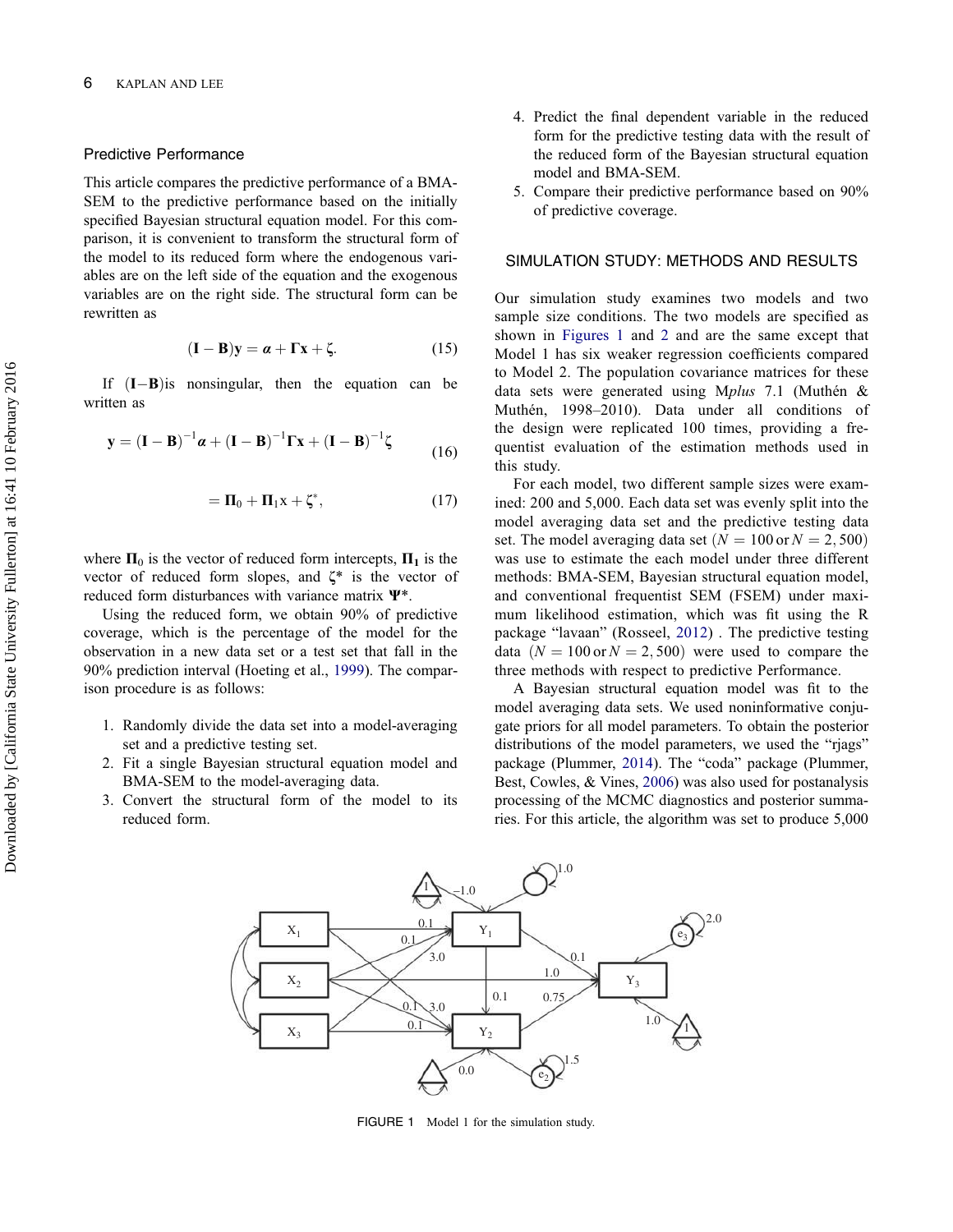## Predictive Performance

This article compares the predictive performance of a BMA-SEM to the predictive performance based on the initially specified Bayesian structural equation model. For this comparison, it is convenient to transform the structural form of the model to its reduced form where the endogenous variables are on the left side of the equation and the exogenous variables are on the right side. The structural form can be rewritten as

$$(\mathbf{I} - \mathbf{B})\mathbf{y} = \boldsymbol{\alpha} + \boldsymbol{\Gamma}\mathbf{x} + \boldsymbol{\zeta}. \tag{15}$$

If $(\mathbf{I}-\mathbf{B})$is nonsingular, then the equation can be written as

$$\mathbf{y} = (\mathbf{I} - \mathbf{B})^{-1}\boldsymbol{\alpha} + (\mathbf{I} - \mathbf{B})^{-1}\boldsymbol{\Gamma}\mathbf{x} + (\mathbf{I} - \mathbf{B})^{-1}\boldsymbol{\zeta} \tag{16}$$

$$= \boldsymbol{\Pi}_0 + \boldsymbol{\Pi}_1\mathbf{x} + \boldsymbol{\zeta}^*, \tag{17}$$

where $\boldsymbol{\Pi}_0$ is the vector of reduced form intercepts, $\boldsymbol{\Pi}_1$ is the vector of reduced form slopes, and $\boldsymbol{\zeta}^*$ is the vector of reduced form disturbances with variance matrix $\boldsymbol{\Psi}^*$.

Using the reduced form, we obtain 90% of predictive coverage, which is the percentage of the model for the observation in a new data set or a test set that fall in the 90% prediction interval (Hoeting et al., 1999). The comparison procedure is as follows:

1. Randomly divide the data set into a model-averaging set and a predictive testing set.
2. Fit a single Bayesian structural equation model and BMA-SEM to the model-averaging data.
3. Convert the structural form of the model to its reduced form.
4. Predict the final dependent variable in the reduced form for the predictive testing data with the result of the reduced form of the Bayesian structural equation model and BMA-SEM.
5. Compare their predictive performance based on 90% of predictive coverage.

## SIMULATION STUDY: METHODS AND RESULTS

Our simulation study examines two models and two sample size conditions. The two models are specified as shown in Figures 1 and 2 and are the same except that Model 1 has six weaker regression coefficients compared to Model 2. The population covariance matrices for these data sets were generated using M*plus* 7.1 (Muthén & Muthén, 1998–2010). Data under all conditions of the design were replicated 100 times, providing a frequentist evaluation of the estimation methods used in this study.

For each model, two different sample sizes were examined: 200 and 5,000. Each data set was evenly split into the model averaging data set and the predictive testing data set. The model averaging data set $(N = 100 \text{ or } N = 2,500)$ was use to estimate the each model under three different methods: BMA-SEM, Bayesian structural equation model, and conventional frequentist SEM (FSEM) under maximum likelihood estimation, which was fit using the R package "lavaan" (Rosseel, 2012) . The predictive testing data $(N = 100 \text{ or } N = 2,500)$ were used to compare the three methods with respect to predictive Performance.

A Bayesian structural equation model was fit to the model averaging data sets. We used noninformative conjugate priors for all model parameters. To obtain the posterior distributions of the model parameters, we used the "rjags" package (Plummer, 2014). The "coda" package (Plummer, Best, Cowles, & Vines, 2006) was also used for postanalysis processing of the MCMC diagnostics and posterior summaries. For this article, the algorithm was set to produce 5,000

FIGURE 1 Model 1 for the simulation study.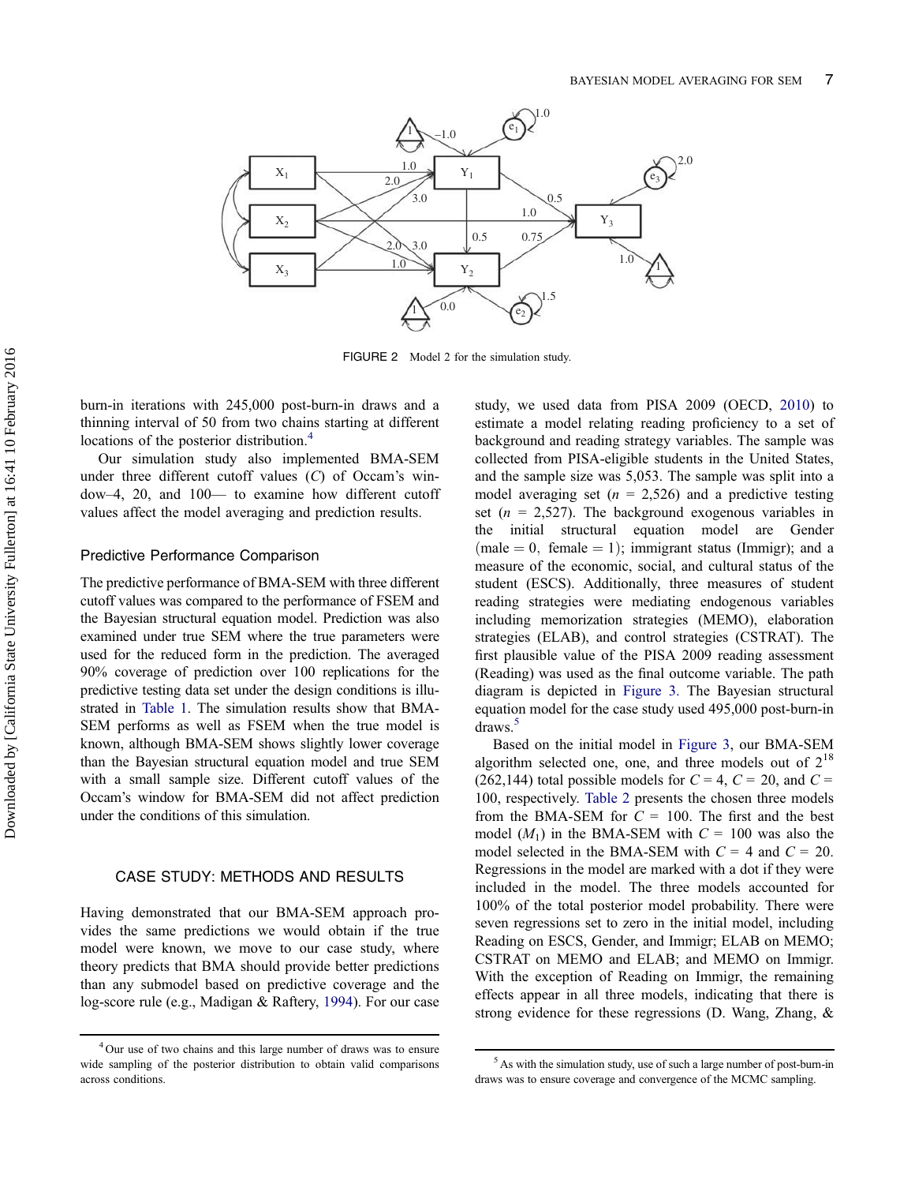FIGURE 2 Model 2 for the simulation study.

burn-in iterations with 245,000 post-burn-in draws and a thinning interval of 50 from two chains starting at different locations of the posterior distribution.[4]

Our simulation study also implemented BMA-SEM under three different cutoff values ($C$) of Occam's window–4, 20, and 100— to examine how different cutoff values affect the model averaging and prediction results.

### Predictive Performance Comparison

The predictive performance of BMA-SEM with three different cutoff values was compared to the performance of FSEM and the Bayesian structural equation model. Prediction was also examined under true SEM where the true parameters were used for the reduced form in the prediction. The averaged 90% coverage of prediction over 100 replications for the predictive testing data set under the design conditions is illustrated in Table 1. The simulation results show that BMA-SEM performs as well as FSEM when the true model is known, although BMA-SEM shows slightly lower coverage than the Bayesian structural equation model and true SEM with a small sample size. Different cutoff values of the Occam's window for BMA-SEM did not affect prediction under the conditions of this simulation.

## CASE STUDY: METHODS AND RESULTS

Having demonstrated that our BMA-SEM approach provides the same predictions we would obtain if the true model were known, we move to our case study, where theory predicts that BMA should provide better predictions than any submodel based on predictive coverage and the log-score rule (e.g., Madigan & Raftery, 1994). For our case study, we used data from PISA 2009 (OECD, 2010) to estimate a model relating reading proficiency to a set of background and reading strategy variables. The sample was collected from PISA-eligible students in the United States, and the sample size was 5,053. The sample was split into a model averaging set ($n$ = 2,526) and a predictive testing set ($n$ = 2,527). The background exogenous variables in the initial structural equation model are Gender $(\text{male} = 0,\ \text{female} = 1)$; immigrant status (Immigr); and a measure of the economic, social, and cultural status of the student (ESCS). Additionally, three measures of student reading strategies were mediating endogenous variables including memorization strategies (MEMO), elaboration strategies (ELAB), and control strategies (CSTRAT). The first plausible value of the PISA 2009 reading assessment (Reading) was used as the final outcome variable. The path diagram is depicted in Figure 3. The Bayesian structural equation model for the case study used 495,000 post-burn-in draws.[5]

Based on the initial model in Figure 3, our BMA-SEM algorithm selected one, one, and three models out of $2^{18}$ (262,144) total possible models for $C$ = 4, $C$ = 20, and $C$ = 100, respectively. Table 2 presents the chosen three models from the BMA-SEM for $C$ = 100. The first and the best model ($M_1$) in the BMA-SEM with $C$ = 100 was also the model selected in the BMA-SEM with $C$ = 4 and $C$ = 20. Regressions in the model are marked with a dot if they were included in the model. The three models accounted for 100% of the total posterior model probability. There were seven regressions set to zero in the initial model, including Reading on ESCS, Gender, and Immigr; ELAB on MEMO; CSTRAT on MEMO and ELAB; and MEMO on Immigr. With the exception of Reading on Immigr, the remaining effects appear in all three models, indicating that there is strong evidence for these regressions (D. Wang, Zhang, &

[4] Our use of two chains and this large number of draws was to ensure wide sampling of the posterior distribution to obtain valid comparisons across conditions.

[5] As with the simulation study, use of such a large number of post-burn-in draws was to ensure coverage and convergence of the MCMC sampling.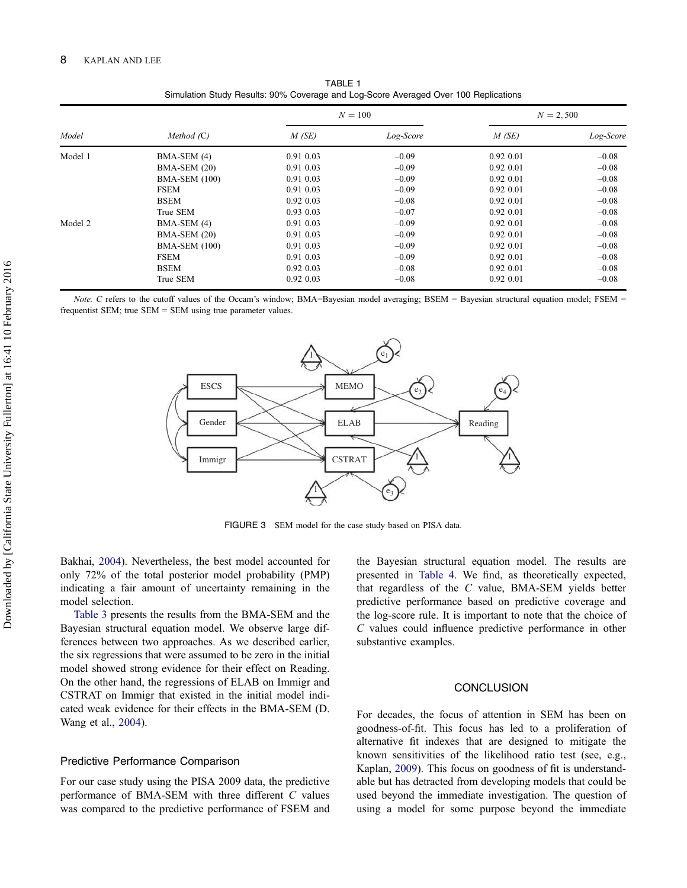TABLE 1
Simulation Study Results: 90% Coverage and Log-Score Averaged Over 100 Replications

| Model | Method (C) | $N = 100$ | | $N = 2,500$ | |
|---|---|---|---|---|---|
| | | *M (SE)* | *Log-Score* | *M (SE)* | *Log-Score* |
| Model 1 | BMA-SEM (4) | 0.91 0.03 | –0.09 | 0.92 0.01 | –0.08 |
| | BMA-SEM (20) | 0.91 0.03 | –0.09 | 0.92 0.01 | –0.08 |
| | BMA-SEM (100) | 0.91 0.03 | –0.09 | 0.92 0.01 | –0.08 |
| | FSEM | 0.91 0.03 | –0.09 | 0.92 0.01 | –0.08 |
| | BSEM | 0.92 0.03 | –0.08 | 0.92 0.01 | –0.08 |
| | True SEM | 0.93 0.03 | –0.07 | 0.92 0.01 | –0.08 |
| Model 2 | BMA-SEM (4) | 0.91 0.03 | –0.09 | 0.92 0.01 | –0.08 |
| | BMA-SEM (20) | 0.91 0.03 | –0.09 | 0.92 0.01 | –0.08 |
| | BMA-SEM (100) | 0.91 0.03 | –0.09 | 0.92 0.01 | –0.08 |
| | FSEM | 0.91 0.03 | –0.09 | 0.92 0.01 | –0.08 |
| | BSEM | 0.92 0.03 | –0.08 | 0.92 0.01 | –0.08 |
| | True SEM | 0.92 0.03 | –0.08 | 0.92 0.01 | –0.08 |

*Note.* C refers to the cutoff values of the Occam's window; BMA=Bayesian model averaging; BSEM = Bayesian structural equation model; FSEM = frequentist SEM; true SEM = SEM using true parameter values.

FIGURE 3 SEM model for the case study based on PISA data.

Bakhai, 2004). Nevertheless, the best model accounted for only 72% of the total posterior model probability (PMP) indicating a fair amount of uncertainty remaining in the model selection.

Table 3 presents the results from the BMA-SEM and the Bayesian structural equation model. We observe large differences between two approaches. As we described earlier, the six regressions that were assumed to be zero in the initial model showed strong evidence for their effect on Reading. On the other hand, the regressions of ELAB on Immigr and CSTRAT on Immigr that existed in the initial model indicated weak evidence for their effects in the BMA-SEM (D. Wang et al., 2004).

### Predictive Performance Comparison

For our case study using the PISA 2009 data, the predictive performance of BMA-SEM with three different C values was compared to the predictive performance of FSEM and the Bayesian structural equation model. The results are presented in Table 4. We find, as theoretically expected, that regardless of the C value, BMA-SEM yields better predictive performance based on predictive coverage and the log-score rule. It is important to note that the choice of C values could influence predictive performance in other substantive examples.

## CONCLUSION

For decades, the focus of attention in SEM has been on goodness-of-fit. This focus has led to a proliferation of alternative fit indexes that are designed to mitigate the known sensitivities of the likelihood ratio test (see, e.g., Kaplan, 2009). This focus on goodness of fit is understandable but has detracted from developing models that could be used beyond the immediate investigation. The question of using a model for some purpose beyond the immediate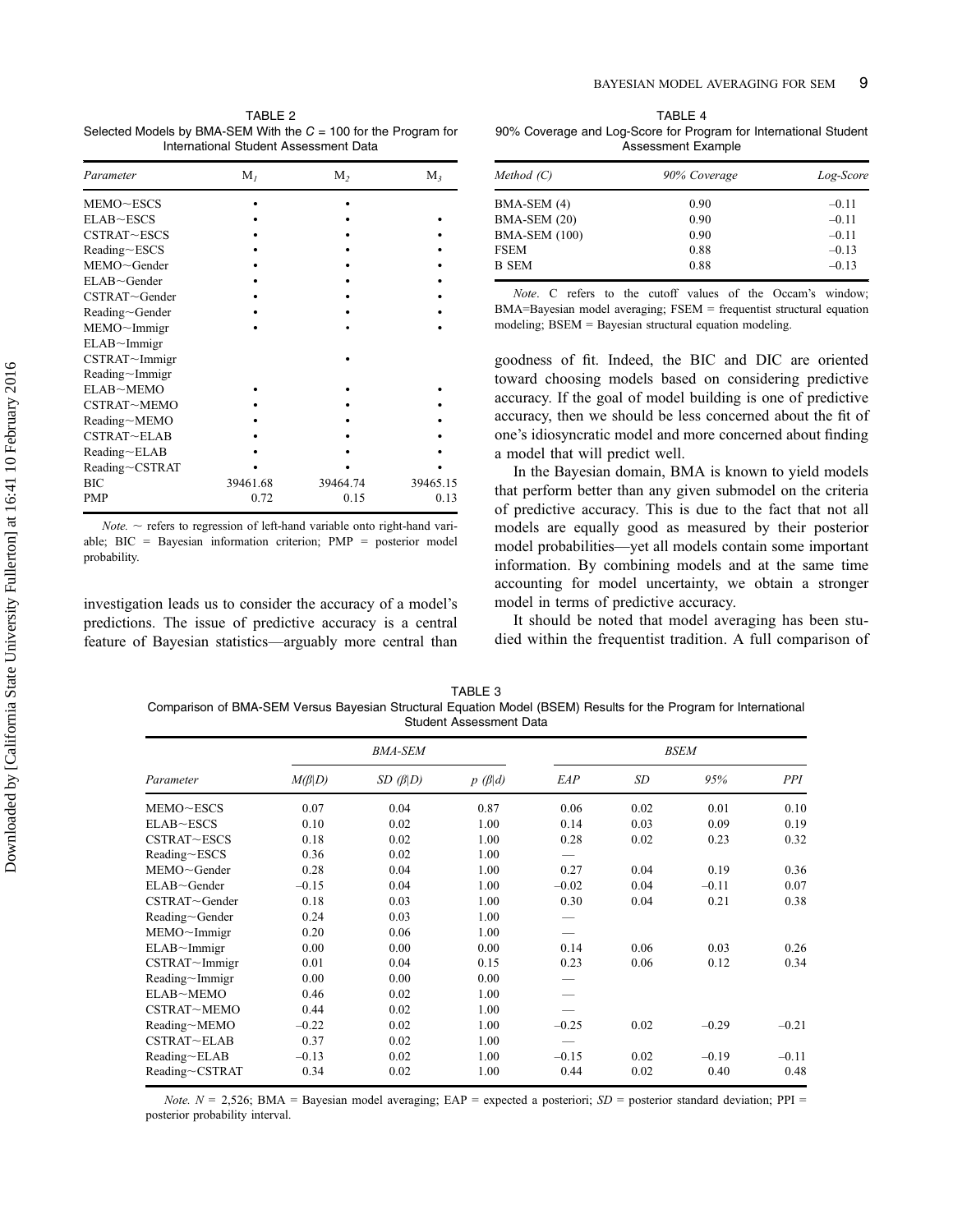TABLE 2
Selected Models by BMA-SEM With the $C$ = 100 for the Program for International Student Assessment Data

| *Parameter* | $M_1$ | $M_2$ | $M_3$ |
|---|---|---|---|
| MEMO~ESCS | • | • | |
| ELAB~ESCS | • | • | • |
| CSTRAT~ESCS | • | • | • |
| Reading~ESCS | • | • | • |
| MEMO~Gender | • | • | • |
| ELAB~Gender | • | • | • |
| CSTRAT~Gender | • | • | • |
| Reading~Gender | • | • | • |
| MEMO~Immigr | • | • | • |
| ELAB~Immigr | | | |
| CSTRAT~Immigr | | • | |
| Reading~Immigr | | | |
| ELAB~MEMO | • | • | • |
| CSTRAT~MEMO | • | • | • |
| Reading~MEMO | • | • | • |
| CSTRAT~ELAB | • | • | • |
| Reading~ELAB | • | • | • |
| Reading~CSTRAT | • | • | • |
| BIC | 39461.68 | 39464.74 | 39465.15 |
| PMP | 0.72 | 0.15 | 0.13 |

*Note*. ~ refers to regression of left-hand variable onto right-hand variable; BIC = Bayesian information criterion; PMP = posterior model probability.

investigation leads us to consider the accuracy of a model's predictions. The issue of predictive accuracy is a central feature of Bayesian statistics—arguably more central than goodness of fit. Indeed, the BIC and DIC are oriented toward choosing models based on considering predictive accuracy. If the goal of model building is one of predictive accuracy, then we should be less concerned about the fit of one's idiosyncratic model and more concerned about finding a model that will predict well.

In the Bayesian domain, BMA is known to yield models that perform better than any given submodel on the criteria of predictive accuracy. This is due to the fact that not all models are equally good as measured by their posterior model probabilities—yet all models contain some important information. By combining models and at the same time accounting for model uncertainty, we obtain a stronger model in terms of predictive accuracy.

It should be noted that model averaging has been studied within the frequentist tradition. A full comparison of

TABLE 4
90% Coverage and Log-Score for Program for International Student Assessment Example

| *Method (C)* | *90% Coverage* | *Log-Score* |
|---|---|---|
| BMA-SEM (4) | 0.90 | –0.11 |
| BMA-SEM (20) | 0.90 | –0.11 |
| BMA-SEM (100) | 0.90 | –0.11 |
| FSEM | 0.88 | –0.13 |
| B SEM | 0.88 | –0.13 |

*Note*. C refers to the cutoff values of the Occam's window; BMA=Bayesian model averaging; FSEM = frequentist structural equation modeling; BSEM = Bayesian structural equation modeling.

TABLE 3
Comparison of BMA-SEM Versus Bayesian Structural Equation Model (BSEM) Results for the Program for International Student Assessment Data

| | *BMA-SEM* | | | *BSEM* | | | |
|---|---|---|---|---|---|---|---|
| *Parameter* | $M(\beta\|D)$ | $SD\ (\beta\|D)$ | $p\ (\beta\|d)$ | *EAP* | *SD* | *95%* | *PPI* |
| MEMO~ESCS | 0.07 | 0.04 | 0.87 | 0.06 | 0.02 | 0.01 | 0.10 |
| ELAB~ESCS | 0.10 | 0.02 | 1.00 | 0.14 | 0.03 | 0.09 | 0.19 |
| CSTRAT~ESCS | 0.18 | 0.02 | 1.00 | 0.28 | 0.02 | 0.23 | 0.32 |
| Reading~ESCS | 0.36 | 0.02 | 1.00 | — | | | |
| MEMO~Gender | 0.28 | 0.04 | 1.00 | 0.27 | 0.04 | 0.19 | 0.36 |
| ELAB~Gender | –0.15 | 0.04 | 1.00 | –0.02 | 0.04 | –0.11 | 0.07 |
| CSTRAT~Gender | 0.18 | 0.03 | 1.00 | 0.30 | 0.04 | 0.21 | 0.38 |
| Reading~Gender | 0.24 | 0.03 | 1.00 | — | | | |
| MEMO~Immigr | 0.20 | 0.06 | 1.00 | — | | | |
| ELAB~Immigr | 0.00 | 0.00 | 0.00 | 0.14 | 0.06 | 0.03 | 0.26 |
| CSTRAT~Immigr | 0.01 | 0.04 | 0.15 | 0.23 | 0.06 | 0.12 | 0.34 |
| Reading~Immigr | 0.00 | 0.00 | 0.00 | — | | | |
| ELAB~MEMO | 0.46 | 0.02 | 1.00 | — | | | |
| CSTRAT~MEMO | 0.44 | 0.02 | 1.00 | — | | | |
| Reading~MEMO | –0.22 | 0.02 | 1.00 | –0.25 | 0.02 | –0.29 | –0.21 |
| CSTRAT~ELAB | 0.37 | 0.02 | 1.00 | — | | | |
| Reading~ELAB | –0.13 | 0.02 | 1.00 | –0.15 | 0.02 | –0.19 | –0.11 |
| Reading~CSTRAT | 0.34 | 0.02 | 1.00 | 0.44 | 0.02 | 0.40 | 0.48 |

*Note*. $N$ = 2,526; BMA = Bayesian model averaging; EAP = expected a posteriori; *SD* = posterior standard deviation; PPI = posterior probability interval.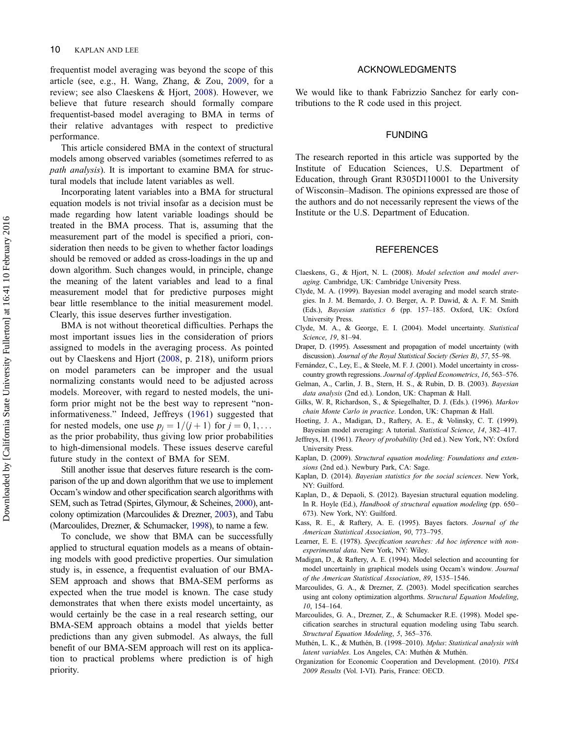frequentist model averaging was beyond the scope of this article (see, e.g., H. Wang, Zhang, & Zou, 2009, for a review; see also Claeskens & Hjort, 2008). However, we believe that future research should formally compare frequentist-based model averaging to BMA in terms of their relative advantages with respect to predictive performance.

This article considered BMA in the context of structural models among observed variables (sometimes referred to as *path analysis*). It is important to examine BMA for structural models that include latent variables as well.

Incorporating latent variables into a BMA for structural equation models is not trivial insofar as a decision must be made regarding how latent variable loadings should be treated in the BMA process. That is, assuming that the measurement part of the model is specified a priori, consideration then needs to be given to whether factor loadings should be removed or added as cross-loadings in the up and down algorithm. Such changes would, in principle, change the meaning of the latent variables and lead to a final measurement model that for predictive purposes might bear little resemblance to the initial measurement model. Clearly, this issue deserves further investigation.

BMA is not without theoretical difficulties. Perhaps the most important issues lies in the consideration of priors assigned to models in the averaging process. As pointed out by Claeskens and Hjort (2008, p. 218), uniform priors on model parameters can be improper and the usual normalizing constants would need to be adjusted across models. Moreover, with regard to nested models, the uniform prior might not be the best way to represent "non-informativeness." Indeed, Jeffreys (1961) suggested that for nested models, one use $p_j = 1/(j+1)$ for $j = 0, 1, \ldots$ as the prior probability, thus giving low prior probabilities to high-dimensional models. These issues deserve careful future study in the context of BMA for SEM.

Still another issue that deserves future research is the comparison of the up and down algorithm that we use to implement Occam's window and other specification search algorithms with SEM, such as Tetrad (Spirtes, Glymour, & Scheines, 2000), ant-colony optimization (Marcoulides & Drezner, 2003), and Tabu (Marcoulides, Drezner, & Schumacker, 1998), to name a few.

To conclude, we show that BMA can be successfully applied to structural equation models as a means of obtaining models with good predictive properties. Our simulation study is, in essence, a frequentist evaluation of our BMA-SEM approach and shows that BMA-SEM performs as expected when the true model is known. The case study demonstrates that when there exists model uncertainty, as would certainly be the case in a real research setting, our BMA-SEM approach obtains a model that yields better predictions than any given submodel. As always, the full benefit of our BMA-SEM approach will rest on its application to practical problems where prediction is of high priority.

## ACKNOWLEDGMENTS

We would like to thank Fabrizzio Sanchez for early contributions to the R code used in this project.

## FUNDING

The research reported in this article was supported by the Institute of Education Sciences, U.S. Department of Education, through Grant R305D110001 to the University of Wisconsin–Madison. The opinions expressed are those of the authors and do not necessarily represent the views of the Institute or the U.S. Department of Education.

## REFERENCES

Claeskens, G., & Hjort, N. L. (2008). *Model selection and model averaging*. Cambridge, UK: Cambridge University Press.

Clyde, M. A. (1999). Bayesian model averaging and model search strategies. In J. M. Bernardo, J. O. Berger, A. P. Dawid, & A. F. M. Smith (Eds.), *Bayesian statistics 6* (pp. 157–185. Oxford, UK: Oxford University Press.

Clyde, M. A., & George, E. I. (2004). Model uncertainty. *Statistical Science*, *19*, 81–94.

Draper, D. (1995). Assessment and propagation of model uncertainty (with discussion). *Journal of the Royal Statistical Society (Series B)*, *57*, 55–98.

Fernández, C., Ley, E., & Steele, M. F. J. (2001). Model uncertainty in cross-country growth regressions. *Journal of Applied Econometrics*, *16*, 563–576.

Gelman, A., Carlin, J. B., Stern, H. S., & Rubin, D. B. (2003). *Bayesian data analysis* (2nd ed.). London, UK: Chapman & Hall.

Gilks, W. R, Richardson, S., & Spiegelhalter, D. J. (Eds.). (1996). *Markov chain Monte Carlo in practice*. London, UK: Chapman & Hall.

Hoeting, J. A., Madigan, D., Raftery, A. E., & Volinsky, C. T. (1999). Bayesian model averaging: A tutorial. *Statistical Science*, *14*, 382–417.

Jeffreys, H. (1961). *Theory of probability* (3rd ed.). New York, NY: Oxford University Press.

Kaplan, D. (2009). *Structural equation modeling: Foundations and extensions* (2nd ed.). Newbury Park, CA: Sage.

Kaplan, D. (2014). *Bayesian statistics for the social sciences*. New York, NY: Guilford.

Kaplan, D., & Depaoli, S. (2012). Bayesian structural equation modeling. In R. Hoyle (Ed.), *Handbook of structural equation modeling* (pp. 650–673). New York, NY: Guilford.

Kass, R. E., & Raftery, A. E. (1995). Bayes factors. *Journal of the American Statistical Association*, *90*, 773–795.

Learner, E. E. (1978). *Specification searches: Ad hoc inference with non-experimental data*. New York, NY: Wiley.

Madigan, D., & Raftery, A. E. (1994). Model selection and accounting for model uncertainly in graphical models using Occam's window. *Journal of the American Statistical Association*, *89*, 1535–1546.

Marcoulides, G. A., & Drezner, Z. (2003). Model specification searches using ant colony optimization algorithms. *Structural Equation Modeling*, *10*, 154–164.

Marcoulides, G. A., Drezner, Z., & Schumacker R.E. (1998). Model specification searches in structural equation modeling using Tabu search. *Structural Equation Modeling*, *5*, 365–376.

Muthén, L. K., & Muthén, B. (1998–2010). *Mplus*: *Statistical analysis with latent variables*. Los Angeles, CA: Muthén & Muthén.

Organization for Economic Cooperation and Development. (2010). *PISA 2009 Results* (Vol. I-VI). Paris, France: OECD.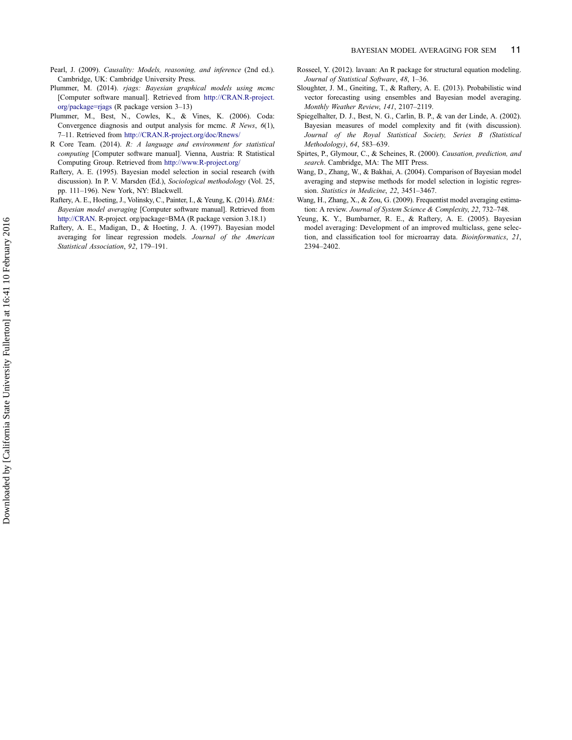Pearl, J. (2009). *Causality: Models, reasoning, and inference* (2nd ed.). Cambridge, UK: Cambridge University Press.

Plummer, M. (2014). *rjags: Bayesian graphical models using mcmc* [Computer software manual]. Retrieved from http://CRAN.R-project.org/package=rjags (R package version 3–13)

Plummer, M., Best, N., Cowles, K., & Vines, K. (2006). Coda: Convergence diagnosis and output analysis for mcmc. *R News*, *6*(1), 7–11. Retrieved from http://CRAN.R-project.org/doc/Rnews/

R Core Team. (2014). *R: A language and environment for statistical computing* [Computer software manual]. Vienna, Austria: R Statistical Computing Group. Retrieved from http://www.R-project.org/

Raftery, A. E. (1995). Bayesian model selection in social research (with discussion). In P. V. Marsden (Ed.), *Sociological methodology* (Vol. 25, pp. 111–196). New York, NY: Blackwell.

Raftery, A. E., Hoeting, J., Volinsky, C., Painter, I., & Yeung, K. (2014). *BMA: Bayesian model averaging* [Computer software manual]. Retrieved from http://CRAN. R-project. org/package=BMA (R package version 3.18.1)

Raftery, A. E., Madigan, D., & Hoeting, J. A. (1997). Bayesian model averaging for linear regression models. *Journal of the American Statistical Association*, *92*, 179–191.

Rosseel, Y. (2012). lavaan: An R package for structural equation modeling. *Journal of Statistical Software*, *48*, 1–36.

Sloughter, J. M., Gneiting, T., & Raftery, A. E. (2013). Probabilistic wind vector forecasting using ensembles and Bayesian model averaging. *Monthly Weather Review*, *141*, 2107–2119.

Spiegelhalter, D. J., Best, N. G., Carlin, B. P., & van der Linde, A. (2002). Bayesian measures of model complexity and fit (with discussion). *Journal of the Royal Statistical Society, Series B (Statistical Methodology)*, *64*, 583–639.

Spirtes, P., Glymour, C., & Scheines, R. (2000). *Causation, prediction, and search*. Cambridge, MA: The MIT Press.

Wang, D., Zhang, W., & Bakhai, A. (2004). Comparison of Bayesian model averaging and stepwise methods for model selection in logistic regression. *Statistics in Medicine*, *22*, 3451–3467.

Wang, H., Zhang, X., & Zou, G. (2009). Frequentist model averaging estimation: A review. *Journal of System Science & Complexity*, *22*, 732–748.

Yeung, K. Y., Bumbarner, R. E., & Raftery, A. E. (2005). Bayesian model averaging: Development of an improved multiclass, gene selection, and classification tool for microarray data. *Bioinformatics*, *21*, 2394–2402.